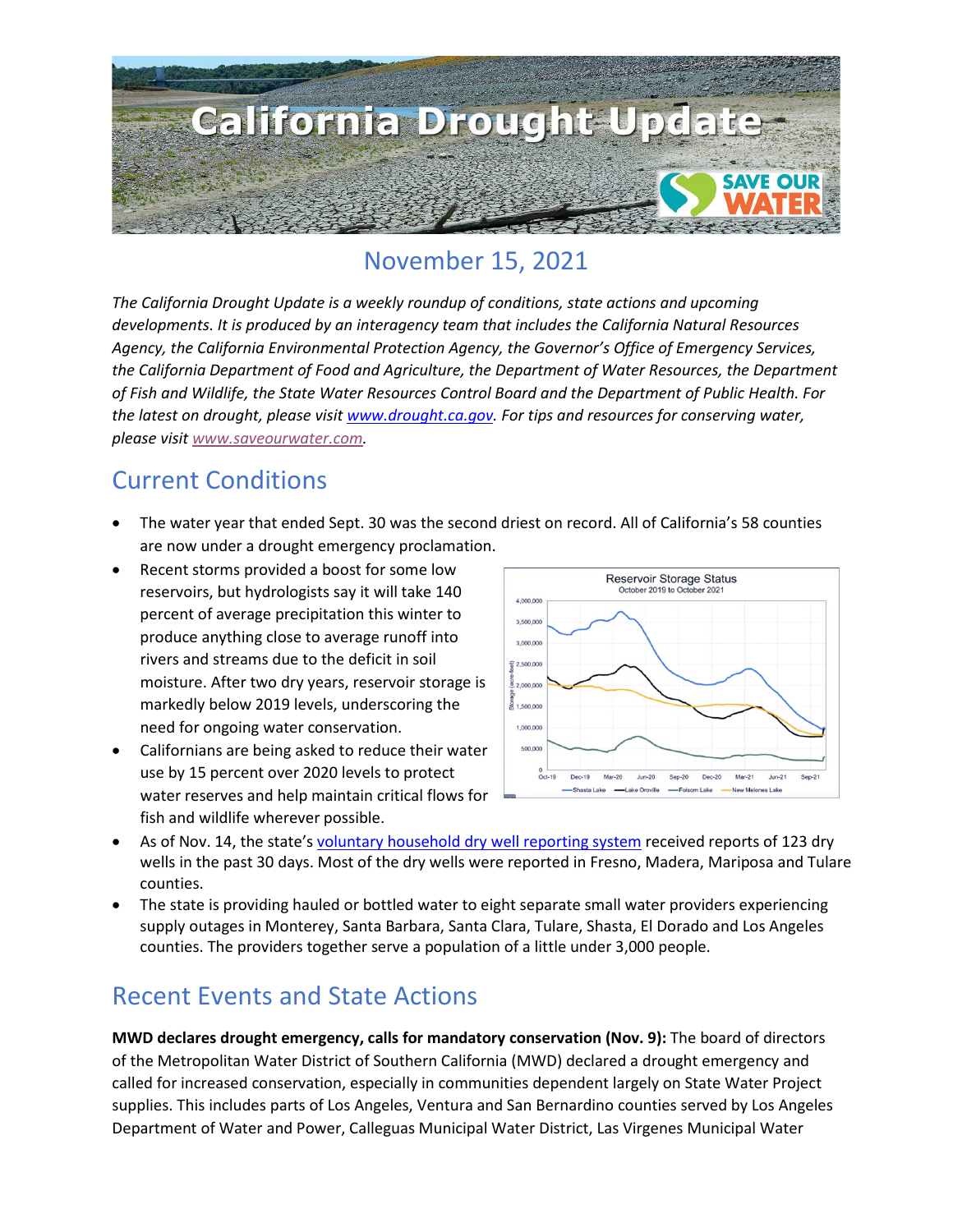# California Drought Update

## November 15, 2021

*The California Drought Update is a weekly roundup of conditions, state actions and upcoming developments. It is produced by an interagency team that includes the California Natural Resources Agency, the California Environmental Protection Agency, the Governor's Office of Emergency Services, the California Department of Food and Agriculture, the Department of Water Resources, the Department of Fish and Wildlife, the State Water Resources Control Board and the Department of Public Health. For the latest on drought, please visit [www.drought.ca.gov](www.drought.ca.gov). For tips and resources for conserving water, please visit [www.saveourwater.com](www.saveourwater.com).*

## Current Conditions

- The water year that ended Sept. 30 was the second driest on record. All of California's 58 counties are now under a drought emergency proclamation.
- Recent storms provided a boost for some low reservoirs, but hydrologists say it will take 140 percent of average precipitation this winter to produce anything close to average runoff into rivers and streams due to the deficit in soil moisture. After two dry years, reservoir storage is markedly below 2019 levels, underscoring the need for ongoing water conservation.
- Californians are being asked to reduce their water use by 15 percent over 2020 levels to protect water reserves and help maintain critical flows for fish and wildlife wherever possible.
- As of Nov. 14, the state's [voluntary household dry well reporting system]() received reports of 123 dry wells in the past 30 days. Most of the dry wells were reported in Fresno, Madera, Mariposa and Tulare counties.
- The state is providing hauled or bottled water to eight separate small water providers experiencing supply outages in Monterey, Santa Barbara, Santa Clara, Tulare, Shasta, El Dorado and Los Angeles counties. The providers together serve a population of a little under 3,000 people.

Reservoir Storage Status
October 2019 to October 2021

## Recent Events and State Actions

**MWD declares drought emergency, calls for mandatory conservation (Nov. 9):** The board of directors of the Metropolitan Water District of Southern California (MWD) declared a drought emergency and called for increased conservation, especially in communities dependent largely on State Water Project supplies. This includes parts of Los Angeles, Ventura and San Bernardino counties served by Los Angeles Department of Water and Power, Calleguas Municipal Water District, Las Virgenes Municipal Water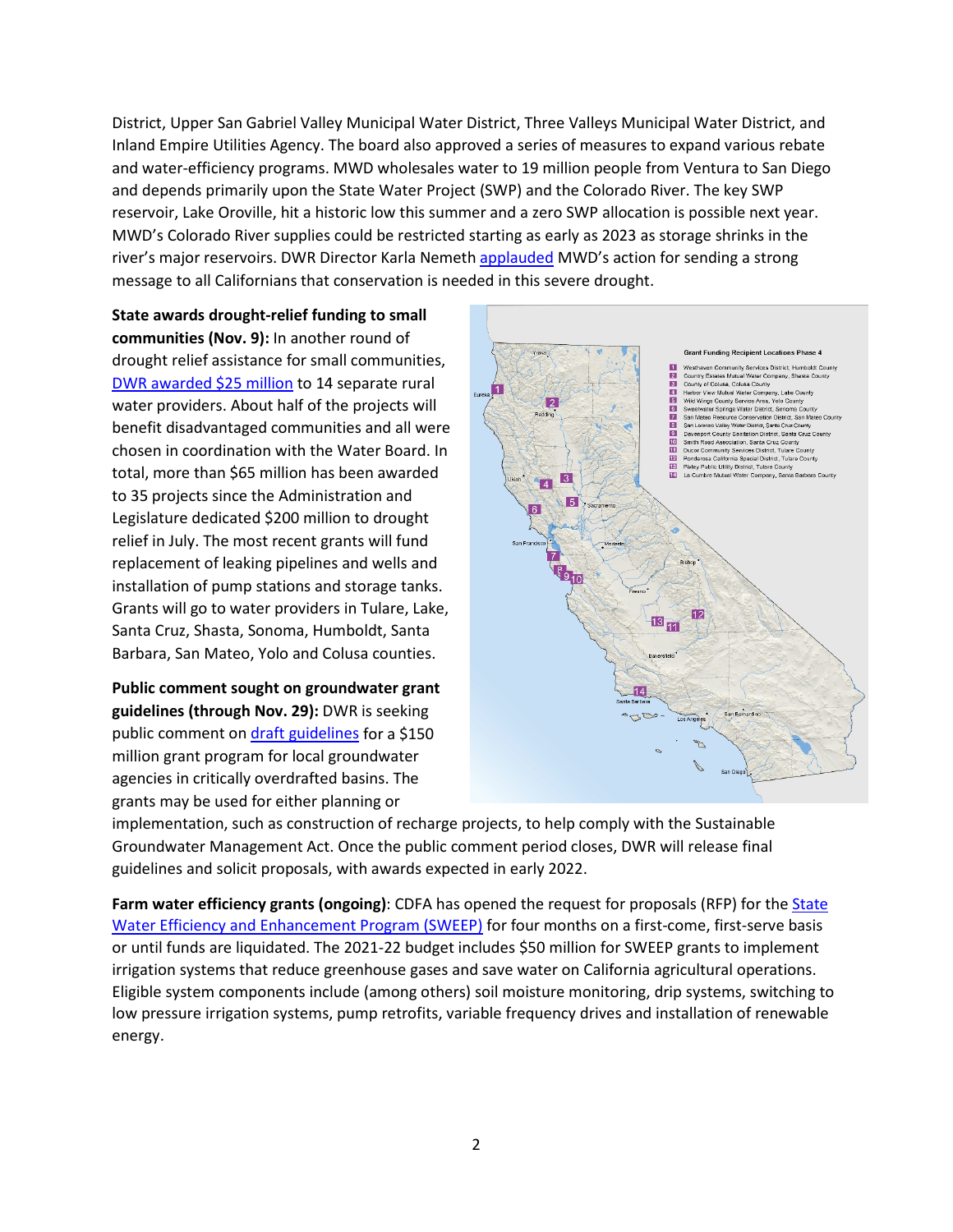District, Upper San Gabriel Valley Municipal Water District, Three Valleys Municipal Water District, and Inland Empire Utilities Agency. The board also approved a series of measures to expand various rebate and water-efficiency programs. MWD wholesales water to 19 million people from Ventura to San Diego and depends primarily upon the State Water Project (SWP) and the Colorado River. The key SWP reservoir, Lake Oroville, hit a historic low this summer and a zero SWP allocation is possible next year. MWD's Colorado River supplies could be restricted starting as early as 2023 as storage shrinks in the river's major reservoirs. DWR Director Karla Nemeth applauded MWD's action for sending a strong message to all Californians that conservation is needed in this severe drought.

**State awards drought-relief funding to small communities (Nov. 9):** In another round of drought relief assistance for small communities, DWR awarded $25 million to 14 separate rural water providers. About half of the projects will benefit disadvantaged communities and all were chosen in coordination with the Water Board. In total, more than $65 million has been awarded to 35 projects since the Administration and Legislature dedicated $200 million to drought relief in July. The most recent grants will fund replacement of leaking pipelines and wells and installation of pump stations and storage tanks. Grants will go to water providers in Tulare, Lake, Santa Cruz, Shasta, Sonoma, Humboldt, Santa Barbara, San Mateo, Yolo and Colusa counties.

Grant Funding Recipient Locations Phase 4

1. Westhaven Community Services District, Humboldt County
2. Country Estates Mutual Water Company, Shasta County
3. County of Colusa, Colusa County
4. Harbor View Mutual Water Company, Lake County
5. Wild Wings County Service Area, Yolo County
6. Sweetwater Springs Water District, Sonoma County
7. San Mateo Resource Conservation District, San Mateo County
8. San Lorenzo Valley Water District, Santa Cruz County
9. Davenport County Sanitation District, Santa Cruz County
10. Smith Road Association, Santa Cruz County
11. Ducor Community Services District, Tulare County
12. Ponderosa California Special District, Tulare County
13. Pixley Public Utility District, Tulare County
14. La Cumbre Mutual Water Company, Santa Barbara County

**Public comment sought on groundwater grant guidelines (through Nov. 29):** DWR is seeking public comment on draft guidelines for a $150 million grant program for local groundwater agencies in critically overdrafted basins. The grants may be used for either planning or implementation, such as construction of recharge projects, to help comply with the Sustainable Groundwater Management Act. Once the public comment period closes, DWR will release final guidelines and solicit proposals, with awards expected in early 2022.

**Farm water efficiency grants (ongoing)**: CDFA has opened the request for proposals (RFP) for the State Water Efficiency and Enhancement Program (SWEEP) for four months on a first-come, first-serve basis or until funds are liquidated. The 2021-22 budget includes $50 million for SWEEP grants to implement irrigation systems that reduce greenhouse gases and save water on California agricultural operations. Eligible system components include (among others) soil moisture monitoring, drip systems, switching to low pressure irrigation systems, pump retrofits, variable frequency drives and installation of renewable energy.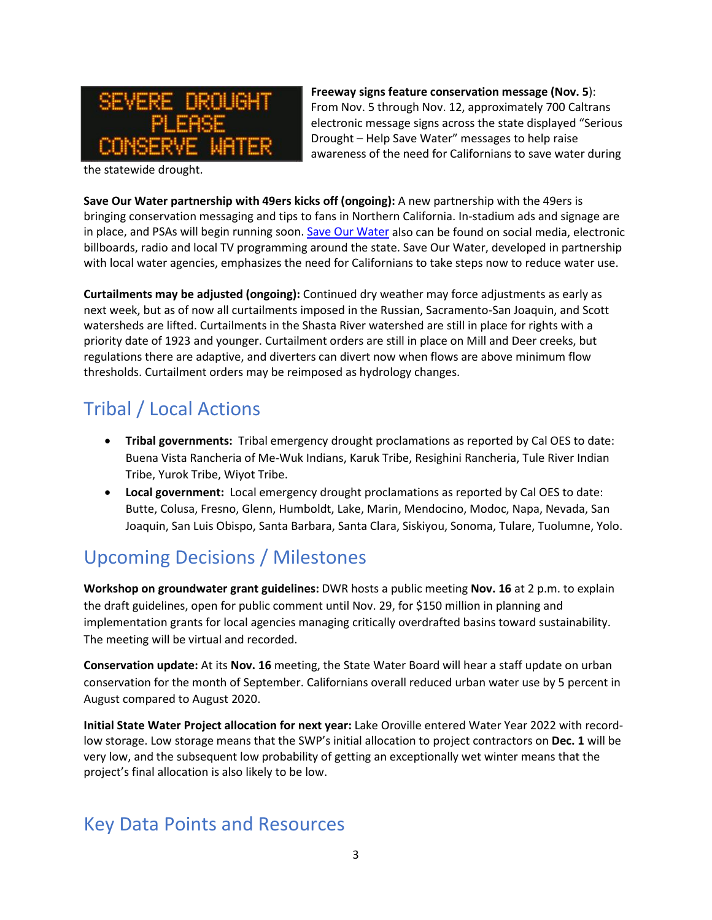**Freeway signs feature conservation message (Nov. 5)**: From Nov. 5 through Nov. 12, approximately 700 Caltrans electronic message signs across the state displayed "Serious Drought – Help Save Water" messages to help raise awareness of the need for Californians to save water during the statewide drought.

**Save Our Water partnership with 49ers kicks off (ongoing):** A new partnership with the 49ers is bringing conservation messaging and tips to fans in Northern California. In-stadium ads and signage are in place, and PSAs will begin running soon. Save Our Water also can be found on social media, electronic billboards, radio and local TV programming around the state. Save Our Water, developed in partnership with local water agencies, emphasizes the need for Californians to take steps now to reduce water use.

**Curtailments may be adjusted (ongoing):** Continued dry weather may force adjustments as early as next week, but as of now all curtailments imposed in the Russian, Sacramento-San Joaquin, and Scott watersheds are lifted. Curtailments in the Shasta River watershed are still in place for rights with a priority date of 1923 and younger. Curtailment orders are still in place on Mill and Deer creeks, but regulations there are adaptive, and diverters can divert now when flows are above minimum flow thresholds. Curtailment orders may be reimposed as hydrology changes.

## Tribal / Local Actions

- **Tribal governments:** Tribal emergency drought proclamations as reported by Cal OES to date: Buena Vista Rancheria of Me-Wuk Indians, Karuk Tribe, Resighini Rancheria, Tule River Indian Tribe, Yurok Tribe, Wiyot Tribe.
- **Local government:** Local emergency drought proclamations as reported by Cal OES to date: Butte, Colusa, Fresno, Glenn, Humboldt, Lake, Marin, Mendocino, Modoc, Napa, Nevada, San Joaquin, San Luis Obispo, Santa Barbara, Santa Clara, Siskiyou, Sonoma, Tulare, Tuolumne, Yolo.

## Upcoming Decisions / Milestones

**Workshop on groundwater grant guidelines:** DWR hosts a public meeting **Nov. 16** at 2 p.m. to explain the draft guidelines, open for public comment until Nov. 29, for $150 million in planning and implementation grants for local agencies managing critically overdrafted basins toward sustainability. The meeting will be virtual and recorded.

**Conservation update:** At its **Nov. 16** meeting, the State Water Board will hear a staff update on urban conservation for the month of September. Californians overall reduced urban water use by 5 percent in August compared to August 2020.

**Initial State Water Project allocation for next year:** Lake Oroville entered Water Year 2022 with record-low storage. Low storage means that the SWP's initial allocation to project contractors on **Dec. 1** will be very low, and the subsequent low probability of getting an exceptionally wet winter means that the project's final allocation is also likely to be low.

## Key Data Points and Resources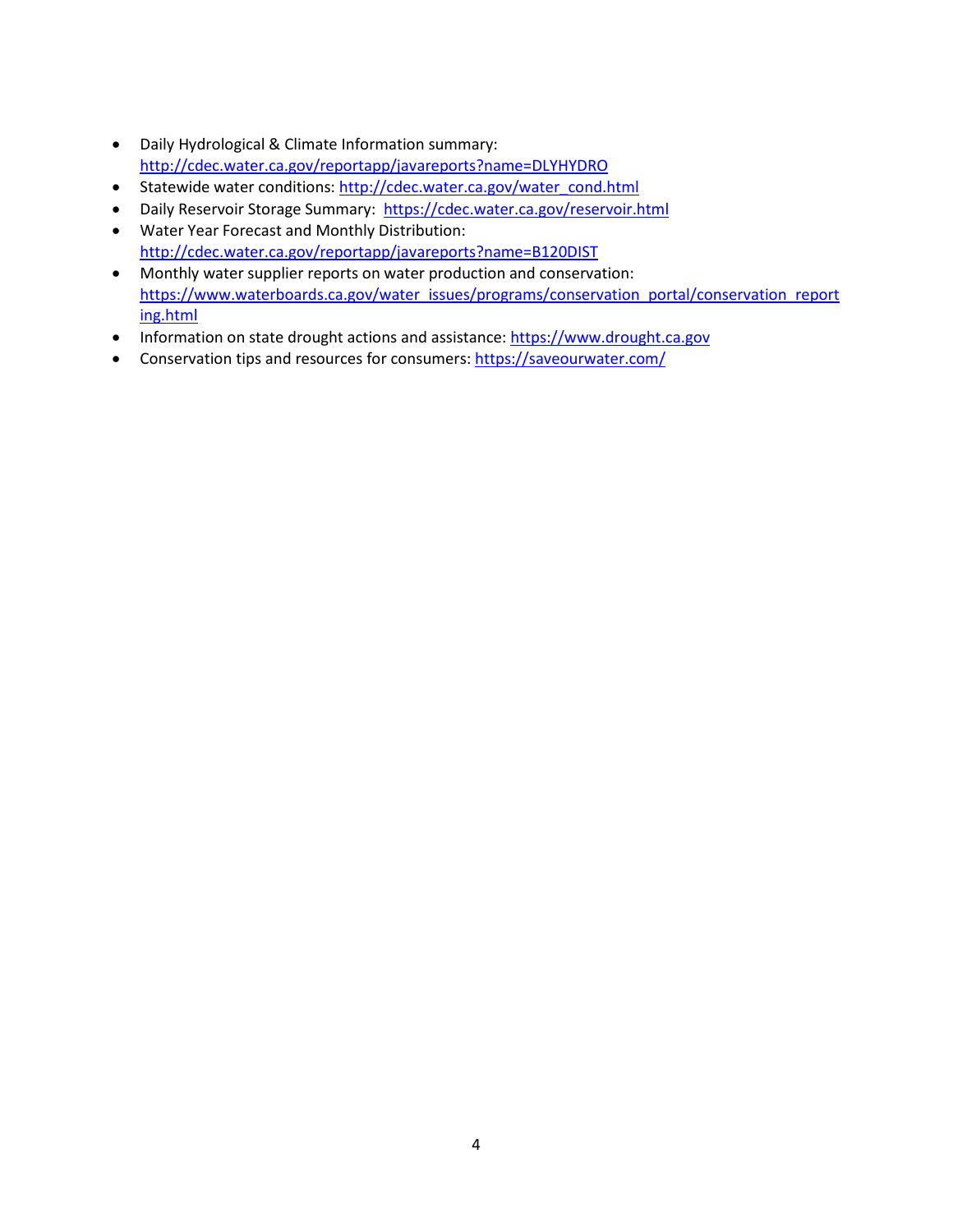- Daily Hydrological & Climate Information summary: http://cdec.water.ca.gov/reportapp/javareports?name=DLYHYDRO
- Statewide water conditions: http://cdec.water.ca.gov/water_cond.html
- Daily Reservoir Storage Summary: https://cdec.water.ca.gov/reservoir.html
- Water Year Forecast and Monthly Distribution: http://cdec.water.ca.gov/reportapp/javareports?name=B120DIST
- Monthly water supplier reports on water production and conservation: https://www.waterboards.ca.gov/water_issues/programs/conservation_portal/conservation_reporting.html
- Information on state drought actions and assistance: https://www.drought.ca.gov
- Conservation tips and resources for consumers: https://saveourwater.com/